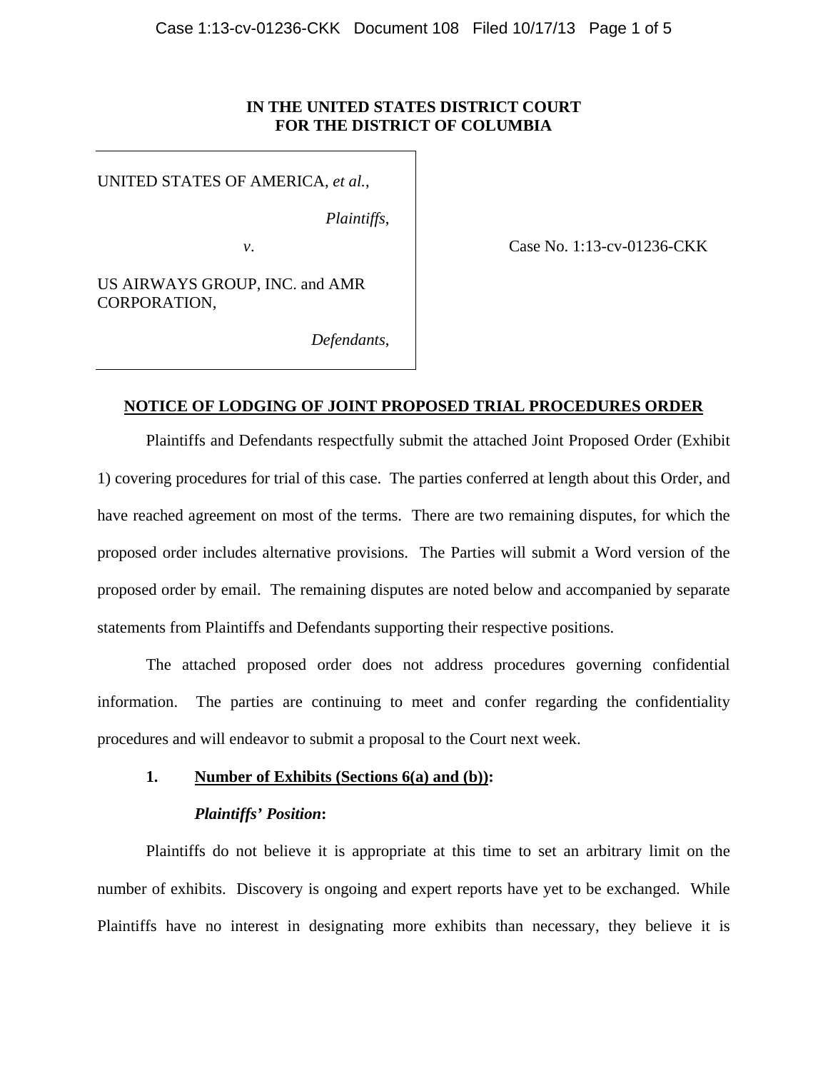**IN THE UNITED STATES DISTRICT COURT**
**FOR THE DISTRICT OF COLUMBIA**

UNITED STATES OF AMERICA, *et al.*,

*Plaintiffs*,

*v*.

US AIRWAYS GROUP, INC. and AMR CORPORATION,

*Defendants*,

Case No. 1:13-cv-01236-CKK

## NOTICE OF LODGING OF JOINT PROPOSED TRIAL PROCEDURES ORDER

Plaintiffs and Defendants respectfully submit the attached Joint Proposed Order (Exhibit 1) covering procedures for trial of this case. The parties conferred at length about this Order, and have reached agreement on most of the terms. There are two remaining disputes, for which the proposed order includes alternative provisions. The Parties will submit a Word version of the proposed order by email. The remaining disputes are noted below and accompanied by separate statements from Plaintiffs and Defendants supporting their respective positions.

The attached proposed order does not address procedures governing confidential information. The parties are continuing to meet and confer regarding the confidentiality procedures and will endeavor to submit a proposal to the Court next week.

### 1. Number of Exhibits (Sections 6(a) and (b)):

***Plaintiffs' Position*:**

Plaintiffs do not believe it is appropriate at this time to set an arbitrary limit on the number of exhibits. Discovery is ongoing and expert reports have yet to be exchanged. While Plaintiffs have no interest in designating more exhibits than necessary, they believe it is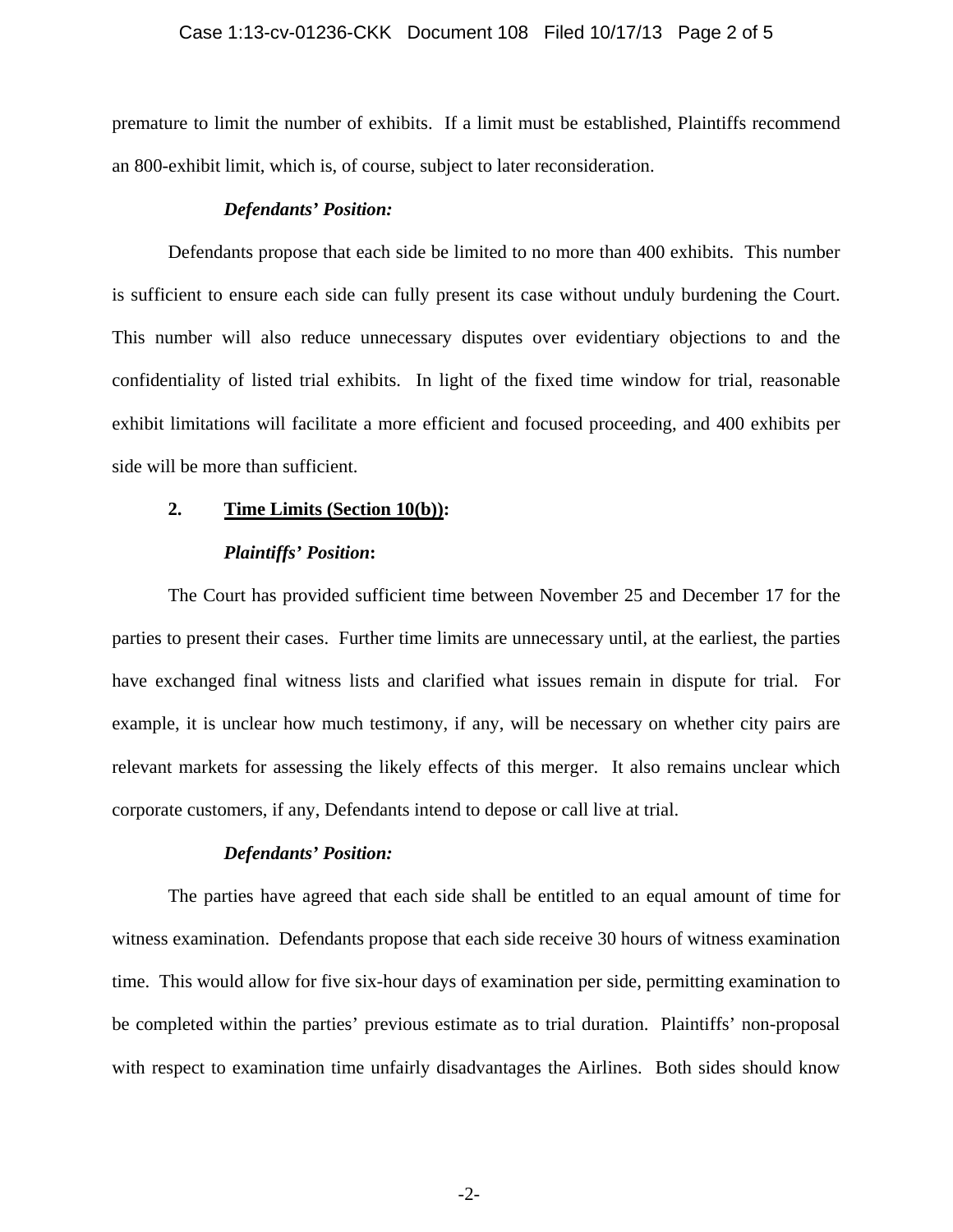premature to limit the number of exhibits. If a limit must be established, Plaintiffs recommend an 800-exhibit limit, which is, of course, subject to later reconsideration.

***Defendants' Position:***

Defendants propose that each side be limited to no more than 400 exhibits. This number is sufficient to ensure each side can fully present its case without unduly burdening the Court. This number will also reduce unnecessary disputes over evidentiary objections to and the confidentiality of listed trial exhibits. In light of the fixed time window for trial, reasonable exhibit limitations will facilitate a more efficient and focused proceeding, and 400 exhibits per side will be more than sufficient.

**2. <u>Time Limits (Section 10(b))</u>:**

***Plaintiffs' Position*:**

The Court has provided sufficient time between November 25 and December 17 for the parties to present their cases. Further time limits are unnecessary until, at the earliest, the parties have exchanged final witness lists and clarified what issues remain in dispute for trial. For example, it is unclear how much testimony, if any, will be necessary on whether city pairs are relevant markets for assessing the likely effects of this merger. It also remains unclear which corporate customers, if any, Defendants intend to depose or call live at trial.

***Defendants' Position:***

The parties have agreed that each side shall be entitled to an equal amount of time for witness examination. Defendants propose that each side receive 30 hours of witness examination time. This would allow for five six-hour days of examination per side, permitting examination to be completed within the parties' previous estimate as to trial duration. Plaintiffs' non-proposal with respect to examination time unfairly disadvantages the Airlines. Both sides should know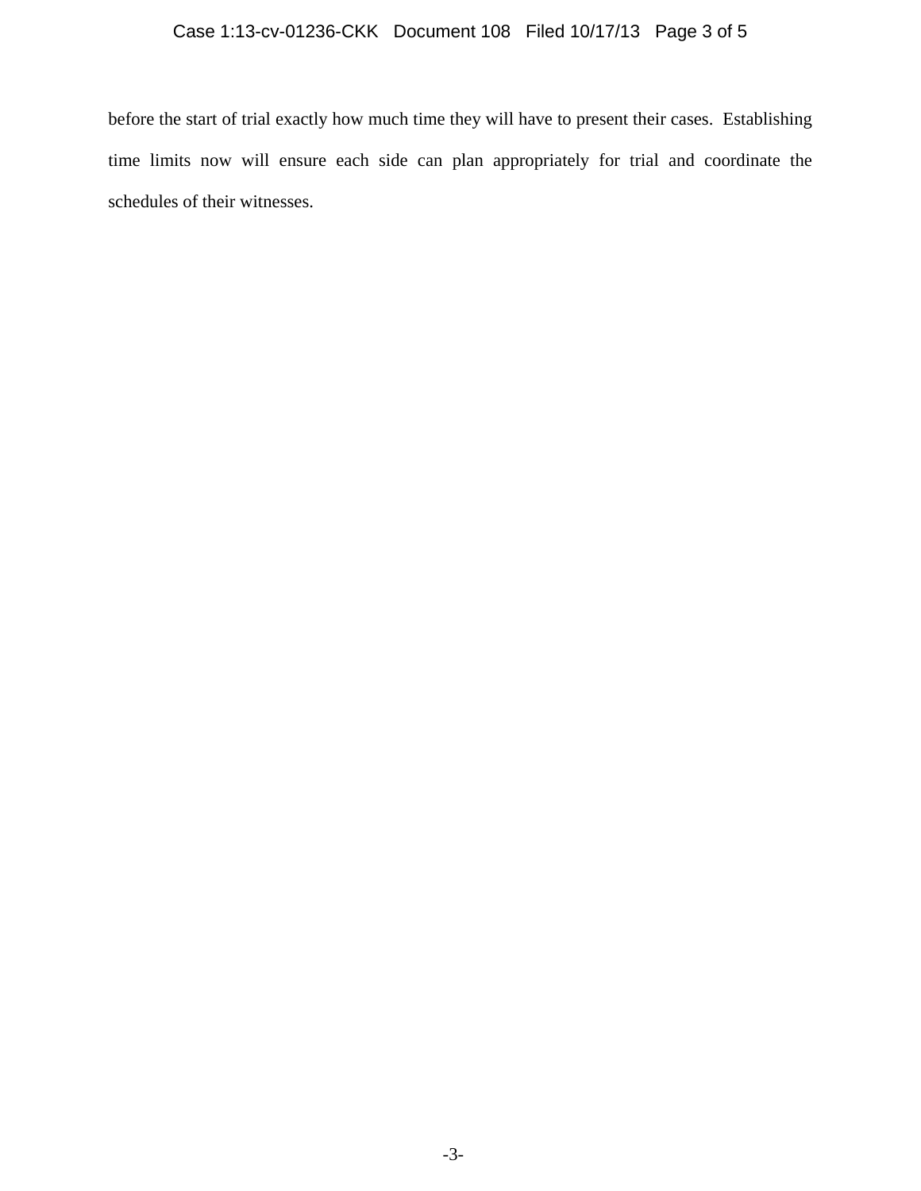before the start of trial exactly how much time they will have to present their cases. Establishing time limits now will ensure each side can plan appropriately for trial and coordinate the schedules of their witnesses.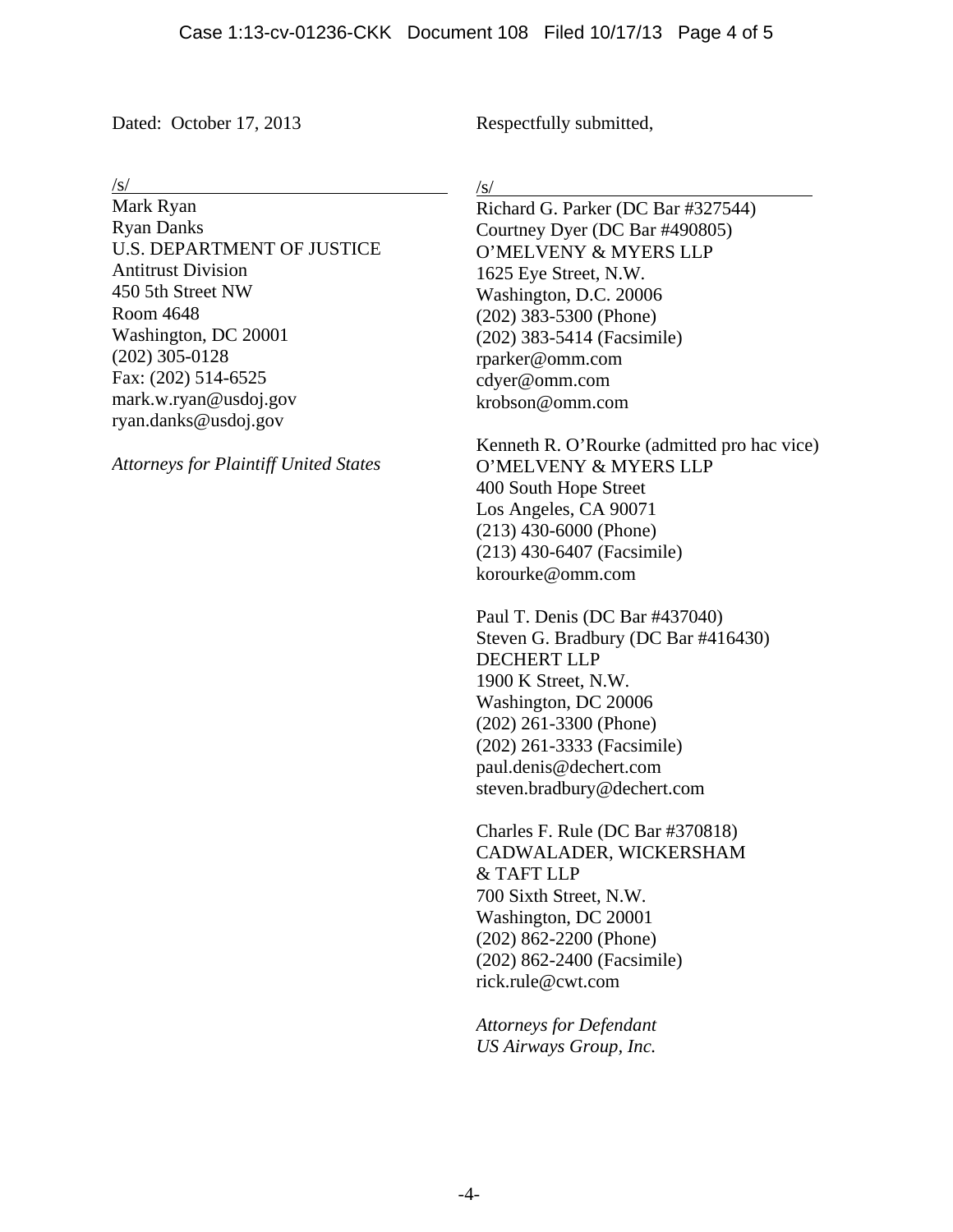Dated: October 17, 2013

Respectfully submitted,

/s/
Mark Ryan
Ryan Danks
U.S. DEPARTMENT OF JUSTICE
Antitrust Division
450 5th Street NW
Room 4648
Washington, DC 20001
(202) 305-0128
Fax: (202) 514-6525
mark.w.ryan@usdoj.gov
ryan.danks@usdoj.gov

*Attorneys for Plaintiff United States*

/s/
Richard G. Parker (DC Bar #327544)
Courtney Dyer (DC Bar #490805)
O'MELVENY & MYERS LLP
1625 Eye Street, N.W.
Washington, D.C. 20006
(202) 383-5300 (Phone)
(202) 383-5414 (Facsimile)
rparker@omm.com
cdyer@omm.com
krobson@omm.com

Kenneth R. O'Rourke (admitted pro hac vice)
O'MELVENY & MYERS LLP
400 South Hope Street
Los Angeles, CA 90071
(213) 430-6000 (Phone)
(213) 430-6407 (Facsimile)
korourke@omm.com

Paul T. Denis (DC Bar #437040)
Steven G. Bradbury (DC Bar #416430)
DECHERT LLP
1900 K Street, N.W.
Washington, DC 20006
(202) 261-3300 (Phone)
(202) 261-3333 (Facsimile)
paul.denis@dechert.com
steven.bradbury@dechert.com

Charles F. Rule (DC Bar #370818)
CADWALADER, WICKERSHAM
& TAFT LLP
700 Sixth Street, N.W.
Washington, DC 20001
(202) 862-2200 (Phone)
(202) 862-2400 (Facsimile)
rick.rule@cwt.com

*Attorneys for Defendant*
*US Airways Group, Inc.*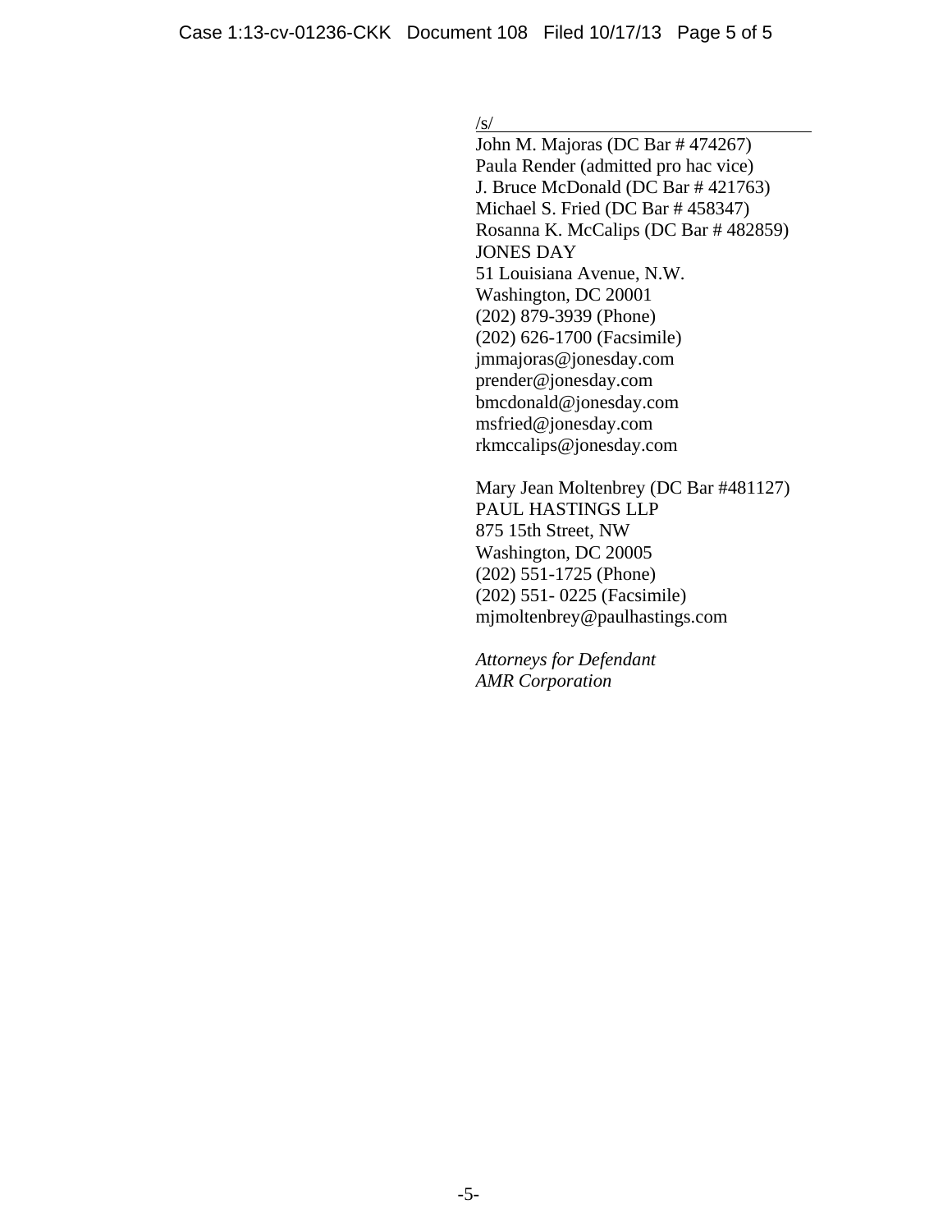/s/
John M. Majoras (DC Bar # 474267)
Paula Render (admitted pro hac vice)
J. Bruce McDonald (DC Bar # 421763)
Michael S. Fried (DC Bar # 458347)
Rosanna K. McCalips (DC Bar # 482859)
JONES DAY
51 Louisiana Avenue, N.W.
Washington, DC 20001
(202) 879-3939 (Phone)
(202) 626-1700 (Facsimile)
jmmajoras@jonesday.com
prender@jonesday.com
bmcdonald@jonesday.com
msfried@jonesday.com
rkmccalips@jonesday.com

Mary Jean Moltenbrey (DC Bar #481127)
PAUL HASTINGS LLP
875 15th Street, NW
Washington, DC 20005
(202) 551-1725 (Phone)
(202) 551- 0225 (Facsimile)
mjmoltenbrey@paulhastings.com

*Attorneys for Defendant*
*AMR Corporation*